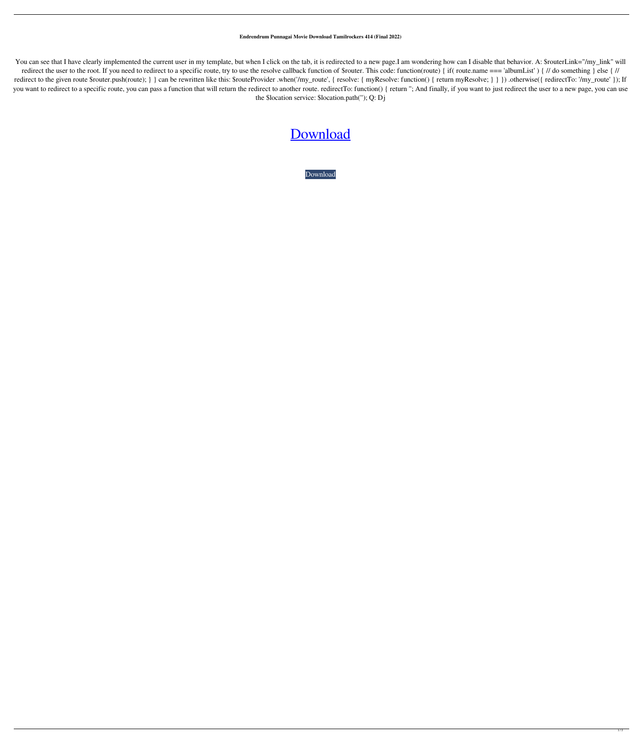**Endrendrum Punnagai Movie Download Tamilrockers 414 (Final 2022)**

You can see that I have clearly implemented the current user in my template, but when I click on the tab, it is redirected to a new page.I am wondering how can I disable that behavior. A: $routerLink="/my_link" will redirect the user to the root. If you need to redirect to a specific route, try to use the resolve callback function of $router. This code: function(route) { if( route.name === 'albumList' ) { // do something } else { // redirect to the given route $router.push(route); } } can be rewritten like this: $routeProvider .when('/my_route', { resolve: { myResolve: function() { return myResolve; } } }) .otherwise({ redirectTo: '/my_route' }); If you want to redirect to a specific route, you can pass a function that will return the redirect to another route. redirectTo: function() { return ''; And finally, if you want to just redirect the user to a new page, you can use the $location service: $location.path(''); Q: Dj

Download

Download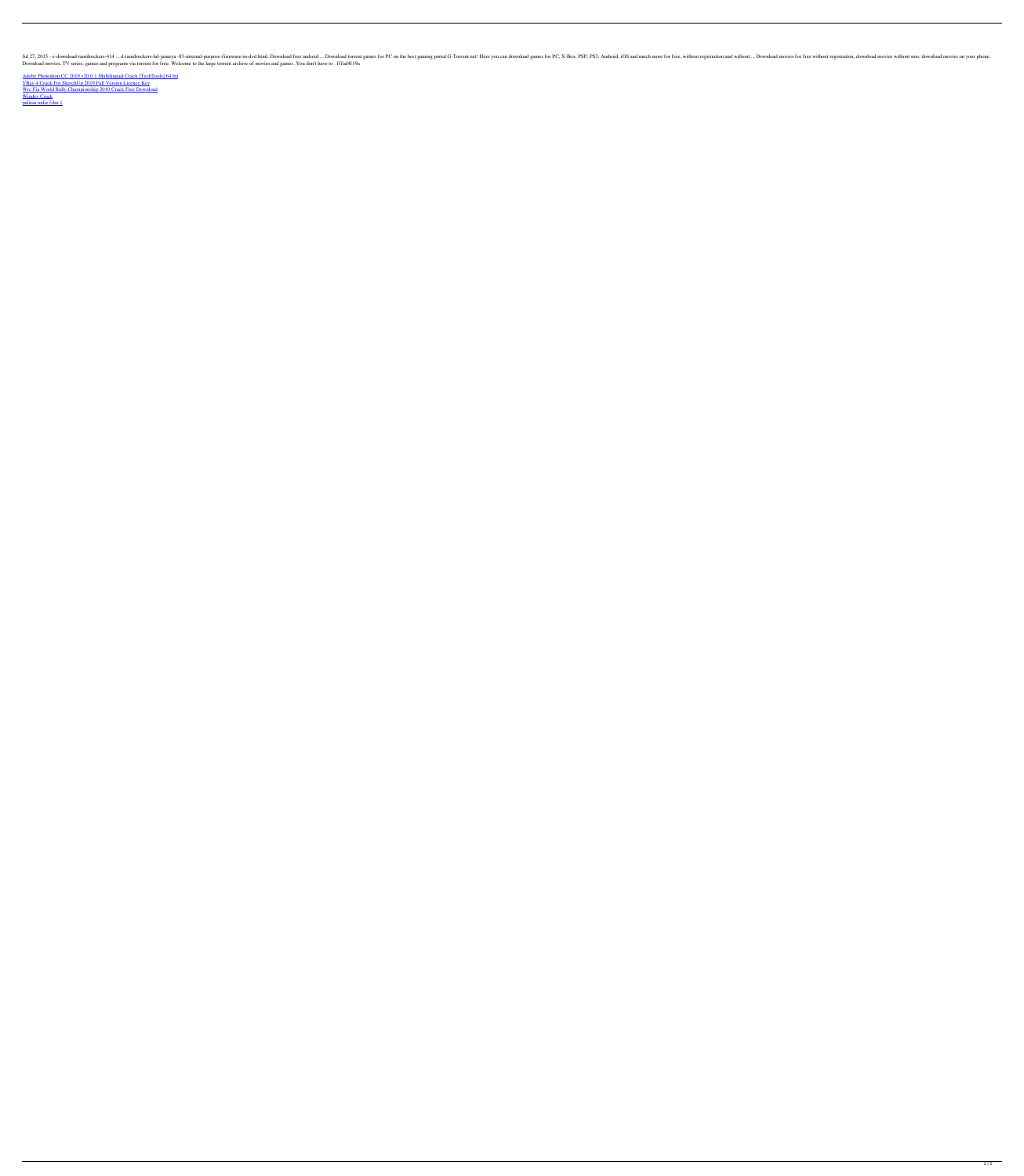Jul 27, 2015 - e-download-tamilrockers-414 ... d-tamilrockers-hd-janarya -83-internal-purpose-firmware-in-dvd.html. Download free android ... Download torrent games for PC on the best gaming portal G-Torrent.net! Here you can download games for PC, X-Box, PSP, PS3, Android, iOS and much more for free, without registration and without ... Download movies for free without registration, download movies without sms, download movies on your phone. Download movies, TV series, games and programs via torrent for free. Welcome to the large torrent archive of movies and games .You don't have to . fffad4f19a

Adobe Photoshop CC 2019 v20.0.1 Multilingual Crack [TechTools] 64 bit
VRay 4 Crack For SketchUp 2019 Full Version Licence Key
Wrc Fia World Rally Championship 2010 Crack Free Download
Winder Crack
palitan indie film 1